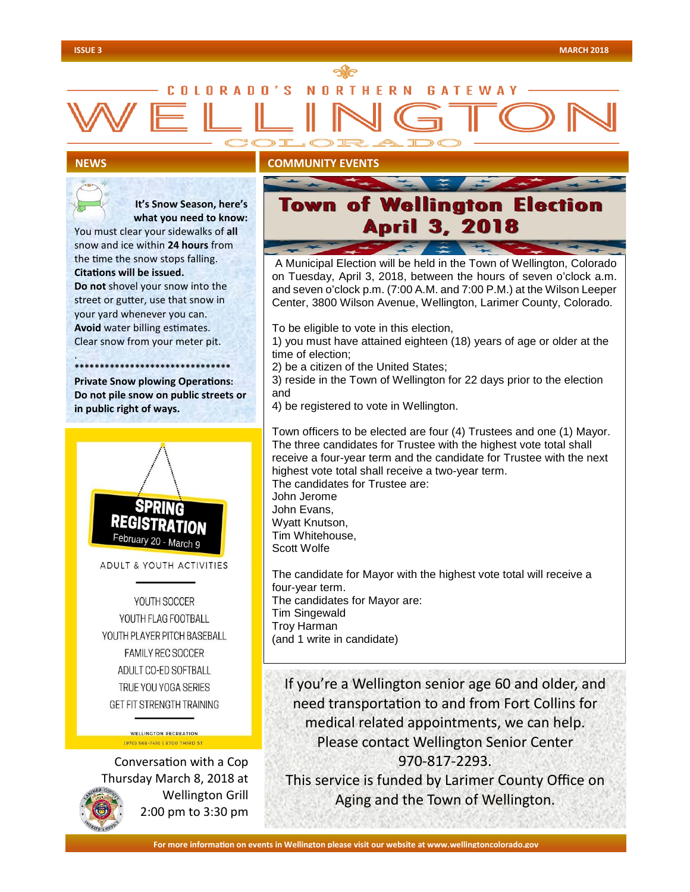# WELLINGTON

COLORADO'S NORTHERN GATEWAY

COLORADO

## NEWS

**It's Snow Season, here's what you need to know:**

You must clear your sidewalks of **all** snow and ice within **24 hours** from the time the snow stops falling. **Citations will be issued.**

**Do not** shovel your snow into the street or gutter, use that snow in your yard whenever you can.

**Avoid** water billing estimates. Clear snow from your meter pit.

*******************************

**Private Snow plowing Operations: Do not pile snow on public streets or in public right of ways.**

**SPRING REGISTRATION**

February 20 - March 9

ADULT & YOUTH ACTIVITIES

YOUTH SOCCER
YOUTH FLAG FOOTBALL
YOUTH PLAYER PITCH BASEBALL
FAMILY REC SOCCER
ADULT CO-ED SOFTBALL
TRUE YOU YOGA SERIES
GET FIT STRENGTH TRAINING

WELLINGTON RECREATION
(970) 568-7410 | 8700 THIRD ST

Conversation with a Cop
Thursday March 8, 2018 at
Wellington Grill
2:00 pm to 3:30 pm

## COMMUNITY EVENTS

### Town of Wellington Election April 3, 2018

A Municipal Election will be held in the Town of Wellington, Colorado on Tuesday, April 3, 2018, between the hours of seven o'clock a.m. and seven o'clock p.m. (7:00 A.M. and 7:00 P.M.) at the Wilson Leeper Center, 3800 Wilson Avenue, Wellington, Larimer County, Colorado.

To be eligible to vote in this election,
1) you must have attained eighteen (18) years of age or older at the time of election;
2) be a citizen of the United States;
3) reside in the Town of Wellington for 22 days prior to the election and
4) be registered to vote in Wellington.

Town officers to be elected are four (4) Trustees and one (1) Mayor. The three candidates for Trustee with the highest vote total shall receive a four-year term and the candidate for Trustee with the next highest vote total shall receive a two-year term.
The candidates for Trustee are:
John Jerome
John Evans,
Wyatt Knutson,
Tim Whitehouse,
Scott Wolfe

The candidate for Mayor with the highest vote total will receive a four-year term.
The candidates for Mayor are:
Tim Singewald
Troy Harman
(and 1 write in candidate)

If you're a Wellington senior age 60 and older, and need transportation to and from Fort Collins for medical related appointments, we can help. Please contact Wellington Senior Center 970-817-2293.
This service is funded by Larimer County Office on Aging and the Town of Wellington.

For more information on events in Wellington please visit our website at www.wellingtoncolorado.gov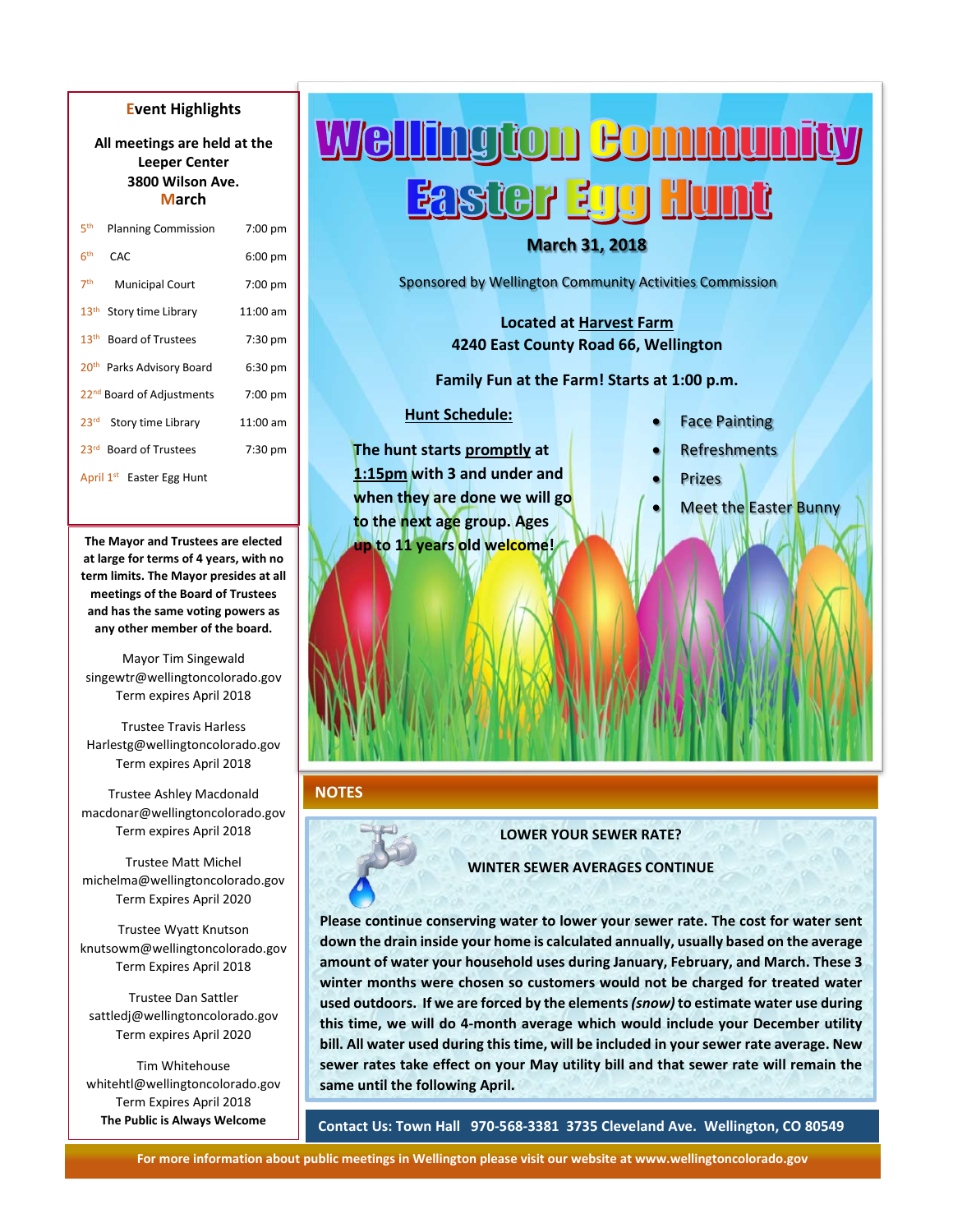## Event Highlights

**All meetings are held at the Leeper Center 3800 Wilson Ave.**

**March**

| | | |
|---|---|---|
| 5th | Planning Commission | 7:00 pm |
| 6th | CAC | 6:00 pm |
| 7th | Municipal Court | 7:00 pm |
| 13th | Story time Library | 11:00 am |
| 13th | Board of Trustees | 7:30 pm |
| 20th | Parks Advisory Board | 6:30 pm |
| 22nd | Board of Adjustments | 7:00 pm |
| 23rd | Story time Library | 11:00 am |
| 23rd | Board of Trustees | 7:30 pm |
| April 1st | Easter Egg Hunt | |

**The Mayor and Trustees are elected at large for terms of 4 years, with no term limits. The Mayor presides at all meetings of the Board of Trustees and has the same voting powers as any other member of the board.**

Mayor Tim Singewald
singewtr@wellingtoncolorado.gov
Term expires April 2018

Trustee Travis Harless
Harlestg@wellingtoncolorado.gov
Term expires April 2018

Trustee Ashley Macdonald
macdonar@wellingtoncolorado.gov
Term expires April 2018

Trustee Matt Michel
michelma@wellingtoncolorado.gov
Term Expires April 2020

Trustee Wyatt Knutson
knutsowm@wellingtoncolorado.gov
Term Expires April 2018

Trustee Dan Sattler
sattledj@wellingtoncolorado.gov
Term expires April 2020

Tim Whitehouse
whitehtl@wellingtoncolorado.gov
Term Expires April 2018

**The Public is Always Welcome**

# Wellington Community Easter Egg Hunt

**March 31, 2018**

Sponsored by Wellington Community Activities Commission

**Located at Harvest Farm**
**4240 East County Road 66, Wellington**

**Family Fun at the Farm! Starts at 1:00 p.m.**

**Hunt Schedule:**

**The hunt starts promptly at 1:15pm with 3 and under and when they are done we will go to the next age group. Ages up to 11 years old welcome!**

- Face Painting
- Refreshments
- Prizes
- Meet the Easter Bunny

## NOTES

**LOWER YOUR SEWER RATE?**

**WINTER SEWER AVERAGES CONTINUE**

**Please continue conserving water to lower your sewer rate. The cost for water sent down the drain inside your home is calculated annually, usually based on the average amount of water your household uses during January, February, and March. These 3 winter months were chosen so customers would not be charged for treated water used outdoors. If we are forced by the elements *(snow)* to estimate water use during this time, we will do 4-month average which would include your December utility bill. All water used during this time, will be included in your sewer rate average. New sewer rates take effect on your May utility bill and that sewer rate will remain the same until the following April.**

**Contact Us: Town Hall 970-568-3381 3735 Cleveland Ave. Wellington, CO 80549**

**For more information about public meetings in Wellington please visit our website at www.wellingtoncolorado.gov**